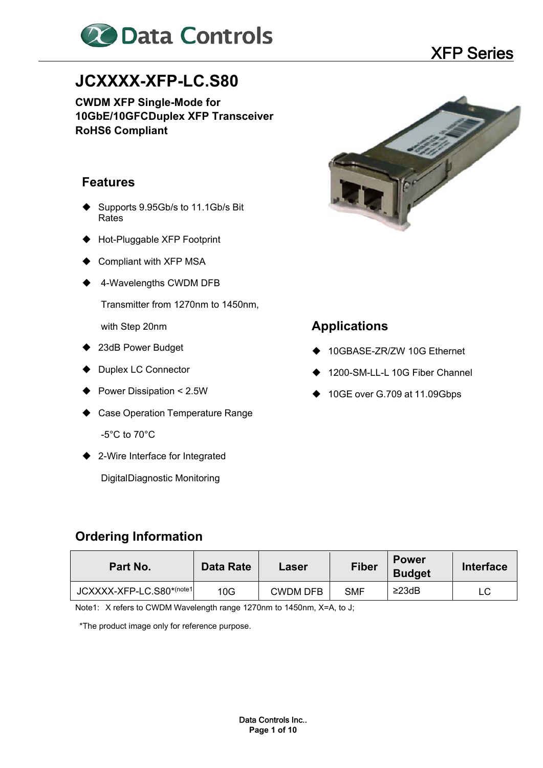# JCXXXX-XFP-LC.S80

**CWDM XFP Single-Mode for 10GbE/10GFCDuplex XFP Transceiver RoHS6 Compliant**

## Features

- Supports 9.95Gb/s to 11.1Gb/s Bit Rates
- Hot-Pluggable XFP Footprint
- Compliant with XFP MSA
- 4-Wavelengths CWDM DFB Transmitter from 1270nm to 1450nm, with Step 20nm
- 23dB Power Budget
- Duplex LC Connector
- Power Dissipation < 2.5W
- Case Operation Temperature Range -5°C to 70°C
- 2-Wire Interface for Integrated DigitalDiagnostic Monitoring

## Applications

- 10GBASE-ZR/ZW 10G Ethernet
- 1200-SM-LL-L 10G Fiber Channel
- 10GE over G.709 at 11.09Gbps

## Ordering Information

| Part No. | Data Rate | Laser | Fiber | Power Budget | Interface |
|---|---|---|---|---|---|
| JCXXXX-XFP-LC.S80*(note1) | 10G | CWDM DFB | SMF | ≥23dB | LC |

Note1: X refers to CWDM Wavelength range 1270nm to 1450nm, X=A, to J;

*The product image only for reference purpose.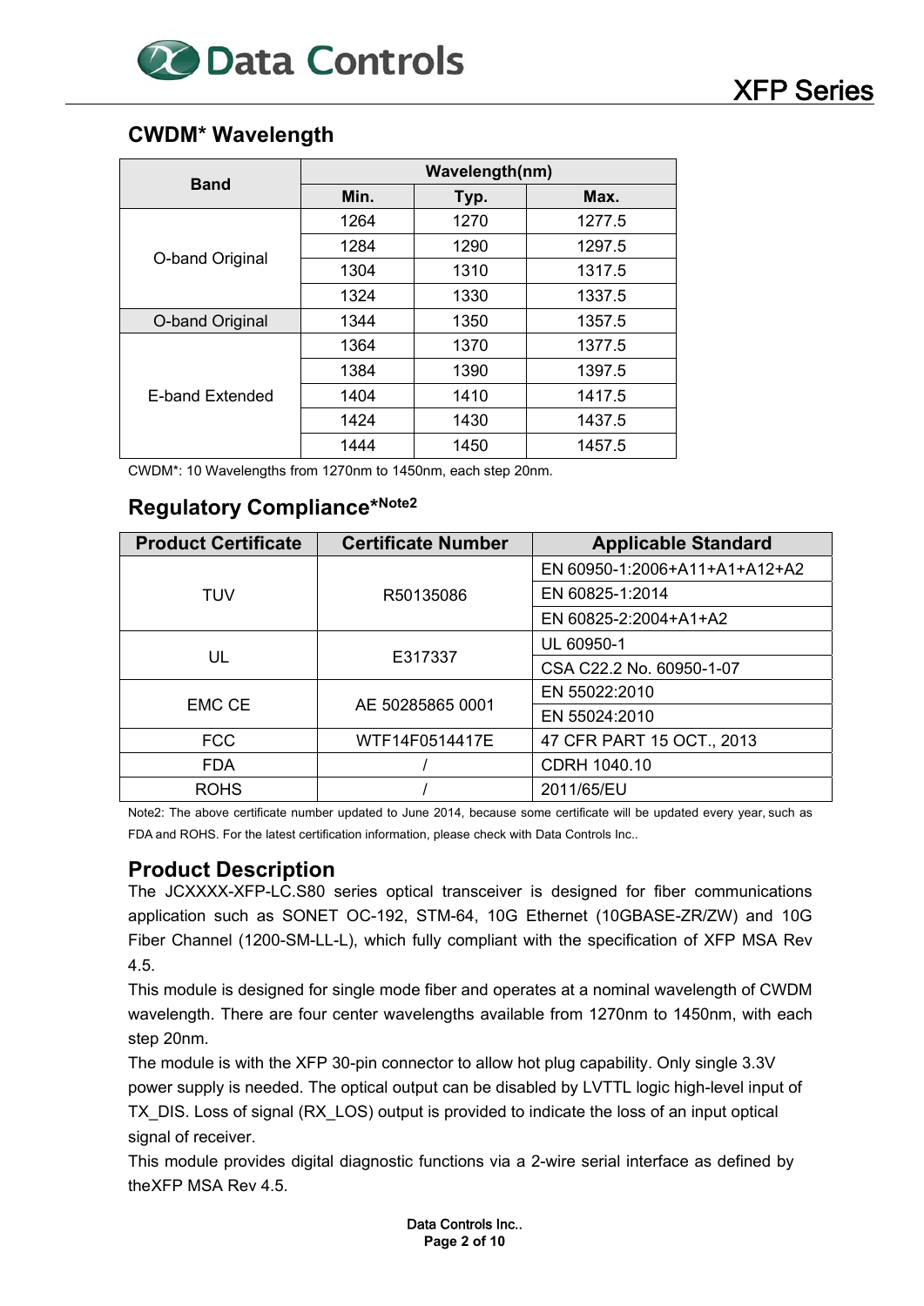## CWDM* Wavelength

| Band | Wavelength(nm) | | |
|---|---|---|---|
| | Min. | Typ. | Max. |
| O-band Original | 1264 | 1270 | 1277.5 |
| | 1284 | 1290 | 1297.5 |
| | 1304 | 1310 | 1317.5 |
| | 1324 | 1330 | 1337.5 |
| O-band Original | 1344 | 1350 | 1357.5 |
| E-band Extended | 1364 | 1370 | 1377.5 |
| | 1384 | 1390 | 1397.5 |
| | 1404 | 1410 | 1417.5 |
| | 1424 | 1430 | 1437.5 |
| | 1444 | 1450 | 1457.5 |

CWDM*: 10 Wavelengths from 1270nm to 1450nm, each step 20nm.

## Regulatory Compliance*Note2

| Product Certificate | Certificate Number | Applicable Standard |
|---|---|---|
| TUV | R50135086 | EN 60950-1:2006+A11+A1+A12+A2 |
| | | EN 60825-1:2014 |
| | | EN 60825-2:2004+A1+A2 |
| UL | E317337 | UL 60950-1 |
| | | CSA C22.2 No. 60950-1-07 |
| EMC CE | AE 50285865 0001 | EN 55022:2010 |
| | | EN 55024:2010 |
| FCC | WTF14F0514417E | 47 CFR PART 15 OCT., 2013 |
| FDA | / | CDRH 1040.10 |
| ROHS | / | 2011/65/EU |

Note2: The above certificate number updated to June 2014, because some certificate will be updated every year, such as FDA and ROHS. For the latest certification information, please check with Data Controls Inc..

## Product Description

The JCXXXX-XFP-LC.S80 series optical transceiver is designed for fiber communications application such as SONET OC-192, STM-64, 10G Ethernet (10GBASE-ZR/ZW) and 10G Fiber Channel (1200-SM-LL-L), which fully compliant with the specification of XFP MSA Rev 4.5.

This module is designed for single mode fiber and operates at a nominal wavelength of CWDM wavelength. There are four center wavelengths available from 1270nm to 1450nm, with each step 20nm.

The module is with the XFP 30-pin connector to allow hot plug capability. Only single 3.3V power supply is needed. The optical output can be disabled by LVTTL logic high-level input of TX_DIS. Loss of signal (RX_LOS) output is provided to indicate the loss of an input optical signal of receiver.

This module provides digital diagnostic functions via a 2-wire serial interface as defined by theXFP MSA Rev 4.5.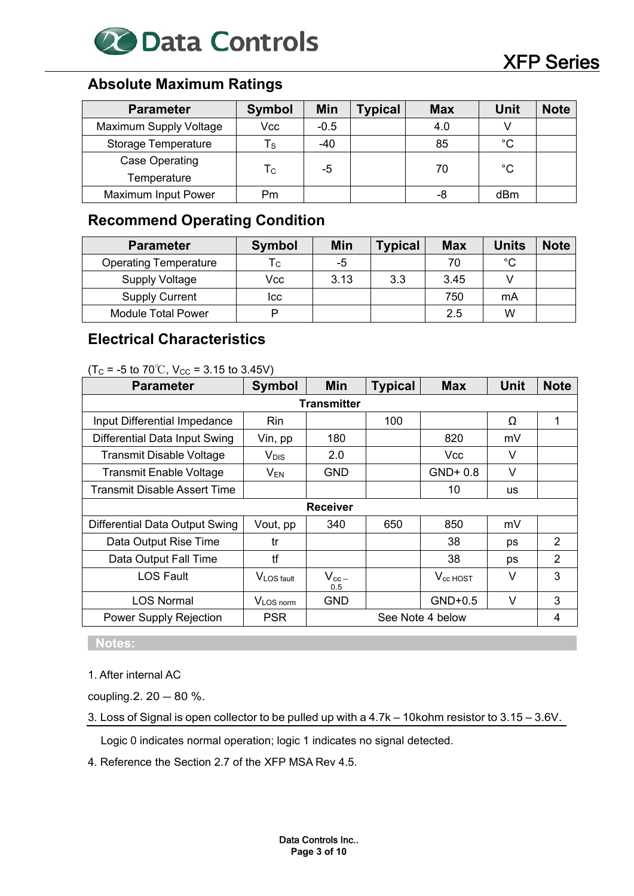## Absolute Maximum Ratings

| Parameter | Symbol | Min | Typical | Max | Unit | Note |
|---|---|---|---|---|---|---|
| Maximum Supply Voltage | Vcc | -0.5 | | 4.0 | V | |
| Storage Temperature | $T_S$ | -40 | | 85 | °C | |
| Case Operating Temperature | $T_C$ | -5 | | 70 | °C | |
| Maximum Input Power | Pm | | | -8 | dBm | |

## Recommend Operating Condition

| Parameter | Symbol | Min | Typical | Max | Units | Note |
|---|---|---|---|---|---|---|
| Operating Temperature | $T_C$ | -5 | | 70 | °C | |
| Supply Voltage | Vcc | 3.13 | 3.3 | 3.45 | V | |
| Supply Current | Icc | | | 750 | mA | |
| Module Total Power | P | | | 2.5 | W | |

## Electrical Characteristics

($T_C$ = -5 to 70℃, $V_{CC}$ = 3.15 to 3.45V)

| Parameter | Symbol | Min | Typical | Max | Unit | Note |
|---|---|---|---|---|---|---|
| **Transmitter** | | | | | | |
| Input Differential Impedance | Rin | | 100 | | Ω | 1 |
| Differential Data Input Swing | Vin, pp | 180 | | 820 | mV | |
| Transmit Disable Voltage | $V_{DIS}$ | 2.0 | | Vcc | V | |
| Transmit Enable Voltage | $V_{EN}$ | GND | | GND+ 0.8 | V | |
| Transmit Disable Assert Time | | | | 10 | us | |
| **Receiver** | | | | | | |
| Differential Data Output Swing | Vout, pp | 340 | 650 | 850 | mV | |
| Data Output Rise Time | tr | | | 38 | ps | 2 |
| Data Output Fall Time | tf | | | 38 | ps | 2 |
| LOS Fault | $V_{LOS\ fault}$ | $V_{cc} - 0.5$ | | $V_{cc\ HOST}$ | V | 3 |
| LOS Normal | $V_{LOS\ norm}$ | GND | | GND+0.5 | V | 3 |
| Power Supply Rejection | PSR | See Note 4 below | | | | 4 |

**Notes:**

1. After internal AC coupling.
2. 20 – 80 %.
3. Loss of Signal is open collector to be pulled up with a 4.7k – 10kohm resistor to 3.15 – 3.6V. Logic 0 indicates normal operation; logic 1 indicates no signal detected.
4. Reference the Section 2.7 of the XFP MSA Rev 4.5.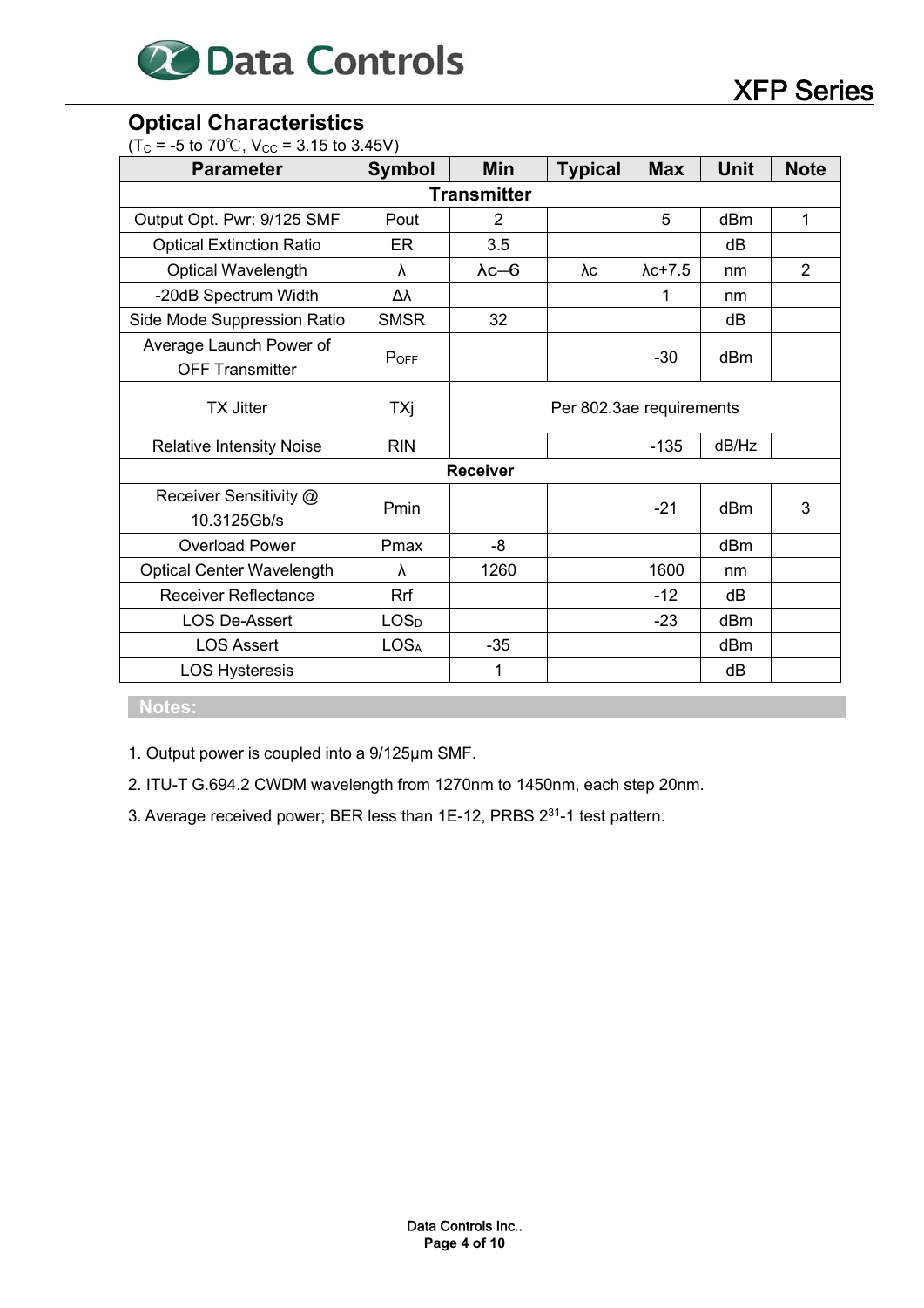## Optical Characteristics

($T_C$ = -5 to 70℃, $V_{CC}$ = 3.15 to 3.45V)

| Parameter | Symbol | Min | Typical | Max | Unit | Note |
|---|---|---|---|---|---|---|
| **Transmitter** | | | | | | |
| Output Opt. Pwr: 9/125 SMF | Pout | 2 | | 5 | dBm | 1 |
| Optical Extinction Ratio | ER | 3.5 | | | dB | |
| Optical Wavelength | λ | λc–6 | λc | λc+7.5 | nm | 2 |
| -20dB Spectrum Width | Δλ | | | 1 | nm | |
| Side Mode Suppression Ratio | SMSR | 32 | | | dB | |
| Average Launch Power of OFF Transmitter | $P_{OFF}$ | | | -30 | dBm | |
| TX Jitter | TXj | Per 802.3ae requirements | | | | |
| Relative Intensity Noise | RIN | | | -135 | dB/Hz | |
| **Receiver** | | | | | | |
| Receiver Sensitivity @ 10.3125Gb/s | Pmin | | | -21 | dBm | 3 |
| Overload Power | Pmax | -8 | | | dBm | |
| Optical Center Wavelength | λ | 1260 | | 1600 | nm | |
| Receiver Reflectance | Rrf | | | -12 | dB | |
| LOS De-Assert | $LOS_D$ | | | -23 | dBm | |
| LOS Assert | $LOS_A$ | -35 | | | dBm | |
| LOS Hysteresis | | 1 | | | dB | |

**Notes:**

1. Output power is coupled into a 9/125μm SMF.
2. ITU-T G.694.2 CWDM wavelength from 1270nm to 1450nm, each step 20nm.
3. Average received power; BER less than 1E-12, PRBS $2^{31}$-1 test pattern.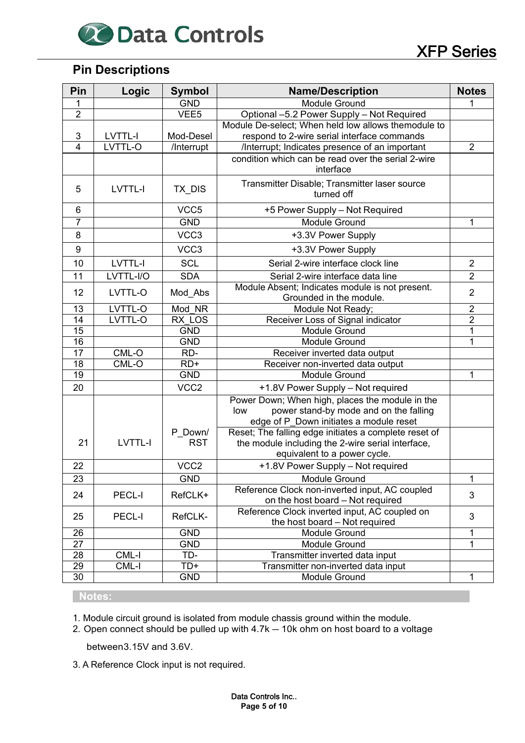## Pin Descriptions

| Pin | Logic | Symbol | Name/Description | Notes |
|---|---|---|---|---|
| 1 | | GND | Module Ground | 1 |
| 2 | | VEE5 | Optional –5.2 Power Supply – Not Required | |
| 3 | LVTTL-I | Mod-Desel | Module De-select; When held low allows themodule to respond to 2-wire serial interface commands | |
| 4 | LVTTL-O | /Interrupt | /Interrupt; Indicates presence of an important condition which can be read over the serial 2-wire interface | 2 |
| 5 | LVTTL-I | TX_DIS | Transmitter Disable; Transmitter laser source turned off | |
| 6 | | VCC5 | +5 Power Supply – Not Required | |
| 7 | | GND | Module Ground | 1 |
| 8 | | VCC3 | +3.3V Power Supply | |
| 9 | | VCC3 | +3.3V Power Supply | |
| 10 | LVTTL-I | SCL | Serial 2-wire interface clock line | 2 |
| 11 | LVTTL-I/O | SDA | Serial 2-wire interface data line | 2 |
| 12 | LVTTL-O | Mod_Abs | Module Absent; Indicates module is not present. Grounded in the module. | 2 |
| 13 | LVTTL-O | Mod_NR | Module Not Ready; | 2 |
| 14 | LVTTL-O | RX_LOS | Receiver Loss of Signal indicator | 2 |
| 15 | | GND | Module Ground | 1 |
| 16 | | GND | Module Ground | 1 |
| 17 | CML-O | RD- | Receiver inverted data output | |
| 18 | CML-O | RD+ | Receiver non-inverted data output | |
| 19 | | GND | Module Ground | 1 |
| 20 | | VCC2 | +1.8V Power Supply – Not required | |
| 21 | LVTTL-I | P_Down/ RST | Power Down; When high, places the module in the low power stand-by mode and on the falling edge of P_Down initiates a module reset<br>Reset; The falling edge initiates a complete reset of the module including the 2-wire serial interface, equivalent to a power cycle. | |
| 22 | | VCC2 | +1.8V Power Supply – Not required | |
| 23 | | GND | Module Ground | 1 |
| 24 | PECL-I | RefCLK+ | Reference Clock non-inverted input, AC coupled on the host board – Not required | 3 |
| 25 | PECL-I | RefCLK- | Reference Clock inverted input, AC coupled on the host board – Not required | 3 |
| 26 | | GND | Module Ground | 1 |
| 27 | | GND | Module Ground | 1 |
| 28 | CML-I | TD- | Transmitter inverted data input | |
| 29 | CML-I | TD+ | Transmitter non-inverted data input | |
| 30 | | GND | Module Ground | 1 |

**Notes:**

1. Module circuit ground is isolated from module chassis ground within the module.
2. Open connect should be pulled up with 4.7k — 10k ohm on host board to a voltage between3.15V and 3.6V.
3. A Reference Clock input is not required.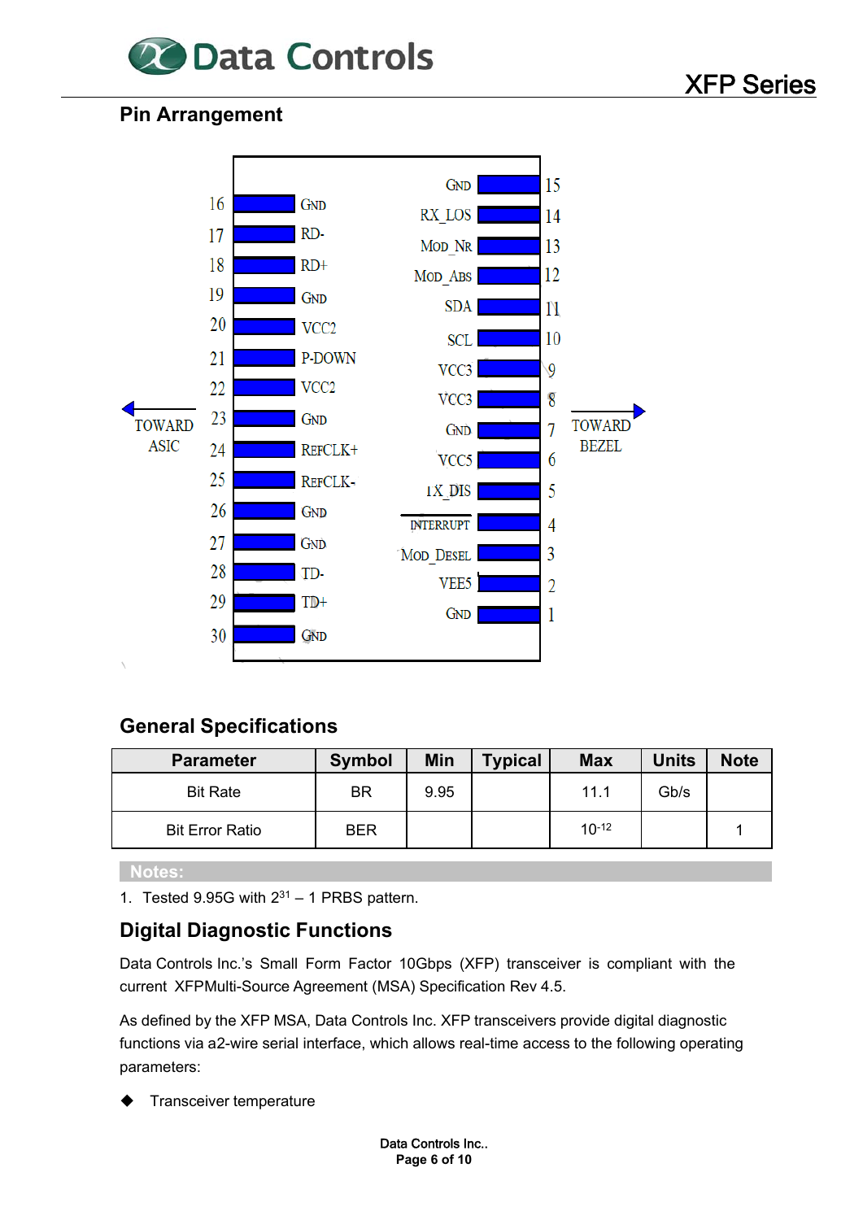## Pin Arrangement

| Pin | Name | Pin | Name |
|---|---|---|---|
| 16 | GND | 15 | GND |
| 17 | RD- | 14 | RX_LOS |
| 18 | RD+ | 13 | MOD_NR |
| 19 | GND | 12 | MOD_ABS |
| 20 | VCC2 | 11 | SDA |
| 21 | P-DOWN | 10 | SCL |
| 22 | VCC2 | 9 | VCC3 |
| 23 | GND | 8 | VCC3 |
| 24 | REFCLK+ | 7 | GND |
| 25 | REFCLK- | 6 | VCC5 |
| 26 | GND | 5 | TX_DIS |
| 27 | GND | 4 | INTERRUPT |
| 28 | TD- | 3 | MOD_DESEL |
| 29 | TD+ | 2 | VEE5 |
| 30 | GND | 1 | GND |

TOWARD ASIC ← → TOWARD BEZEL

## General Specifications

| Parameter | Symbol | Min | Typical | Max | Units | Note |
|---|---|---|---|---|---|---|
| Bit Rate | BR | 9.95 | | 11.1 | Gb/s | |
| Bit Error Ratio | BER | | | $10^{-12}$ | | 1 |

**Notes:**

1. Tested 9.95G with $2^{31} - 1$ PRBS pattern.

## Digital Diagnostic Functions

Data Controls Inc.'s Small Form Factor 10Gbps (XFP) transceiver is compliant with the current XFPMulti-Source Agreement (MSA) Specification Rev 4.5.

As defined by the XFP MSA, Data Controls Inc. XFP transceivers provide digital diagnostic functions via a2-wire serial interface, which allows real-time access to the following operating parameters:

- Transceiver temperature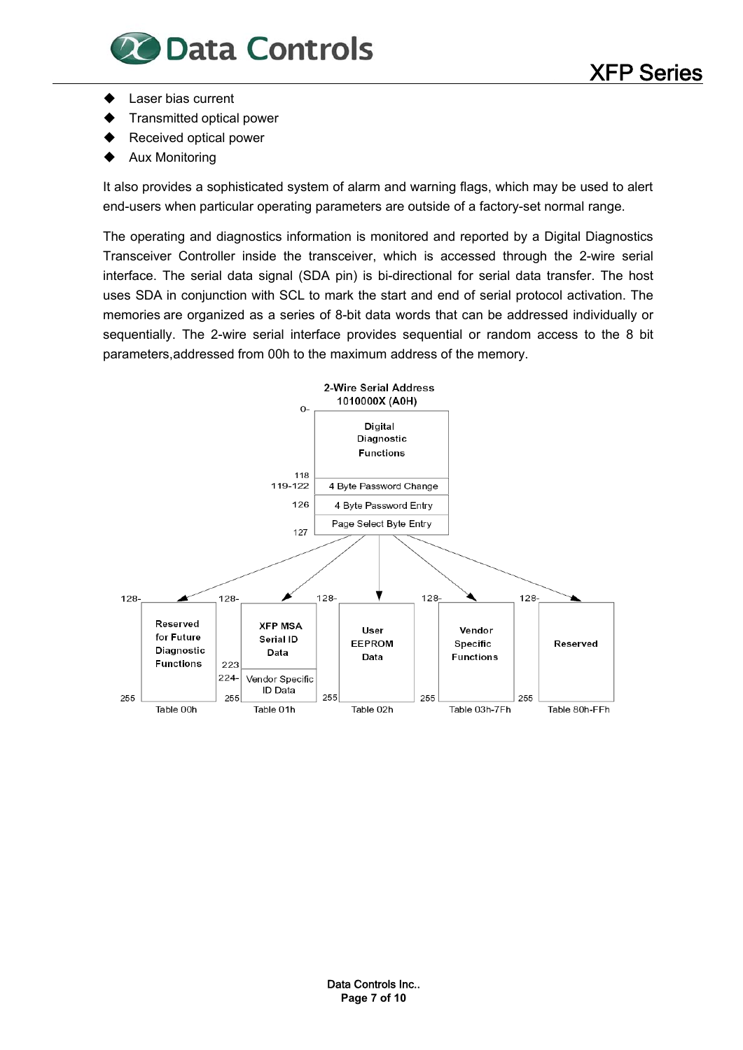- Laser bias current
- Transmitted optical power
- Received optical power
- Aux Monitoring

It also provides a sophisticated system of alarm and warning flags, which may be used to alert end-users when particular operating parameters are outside of a factory-set normal range.

The operating and diagnostics information is monitored and reported by a Digital Diagnostics Transceiver Controller inside the transceiver, which is accessed through the 2-wire serial interface. The serial data signal (SDA pin) is bi-directional for serial data transfer. The host uses SDA in conjunction with SCL to mark the start and end of serial protocol activation. The memories are organized as a series of 8-bit data words that can be addressed individually or sequentially. The 2-wire serial interface provides sequential or random access to the 8 bit parameters,addressed from 00h to the maximum address of the memory.

2-Wire Serial Address 1010000X (A0H)

| Address | Content |
| --- | --- |
| 0-118 | Digital Diagnostic Functions |
| 119-122 | 4 Byte Password Change |
| 126 | 4 Byte Password Entry |
| 127 | Page Select Byte Entry |

| Address | Table 00h | Table 01h | Table 02h | Table 03h-7Fh | Table 80h-FFh |
| --- | --- | --- | --- | --- | --- |
| 128-223 | Reserved for Future Diagnostic Functions | XFP MSA Serial ID Data | User EEPROM Data | Vendor Specific Functions | Reserved |
| 224-255 | | Vendor Specific ID Data | | | |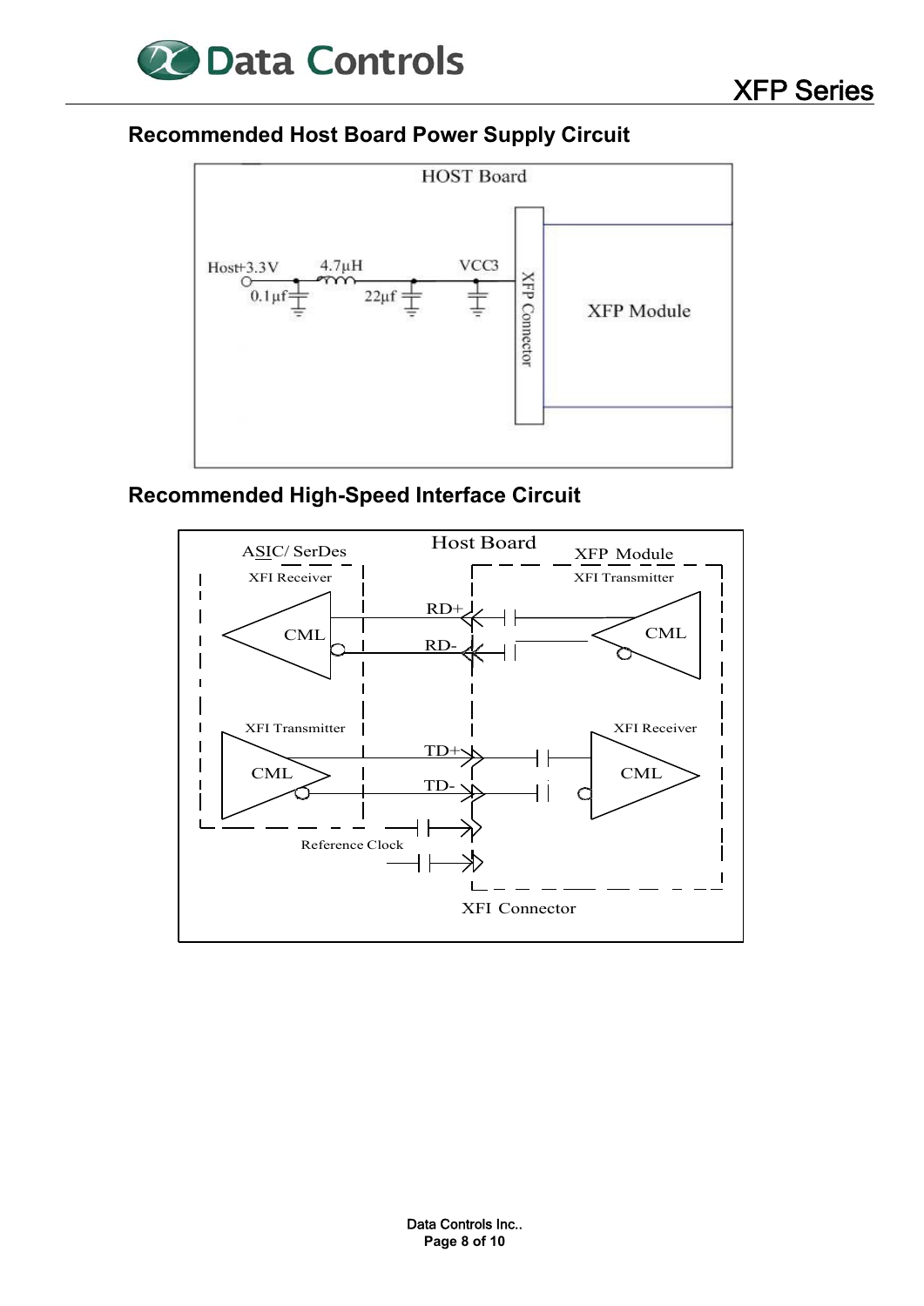## Recommended Host Board Power Supply Circuit

HOST Board

Host+3.3V 4.7µH VCC3

0.1µf 22µf

XFP Connector

XFP Module

## Recommended High-Speed Interface Circuit

ASIC/ SerDes Host Board XFP Module

XFI Receiver XFI Transmitter

CML RD+ CML

RD-

XFI Transmitter XFI Receiver

CML TD+ CML

TD-

Reference Clock

XFI Connector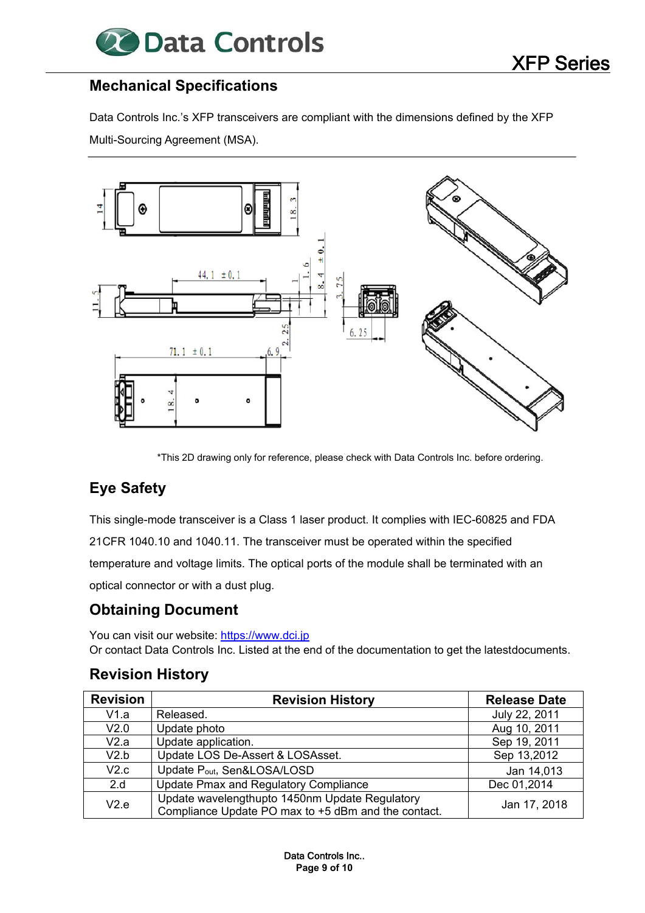## Mechanical Specifications

Data Controls Inc.'s XFP transceivers are compliant with the dimensions defined by the XFP Multi-Sourcing Agreement (MSA).

*This 2D drawing only for reference, please check with Data Controls Inc. before ordering.

## Eye Safety

This single-mode transceiver is a Class 1 laser product. It complies with IEC-60825 and FDA 21CFR 1040.10 and 1040.11. The transceiver must be operated within the specified temperature and voltage limits. The optical ports of the module shall be terminated with an optical connector or with a dust plug.

## Obtaining Document

You can visit our website: https://www.dci.jp
Or contact Data Controls Inc. Listed at the end of the documentation to get the latestdocuments.

## Revision History

| Revision | Revision History | Release Date |
|---|---|---|
| V1.a | Released. | July 22, 2011 |
| V2.0 | Update photo | Aug 10, 2011 |
| V2.a | Update application. | Sep 19, 2011 |
| V2.b | Update LOS De-Assert & LOSAsset. | Sep 13,2012 |
| V2.c | Update $P_{out}$, Sen&LOSA/LOSD | Jan 14,013 |
| 2.d | Update Pmax and Regulatory Compliance | Dec 01,2014 |
| V2.e | Update wavelengthupto 1450nm Update Regulatory Compliance Update PO max to +5 dBm and the contact. | Jan 17, 2018 |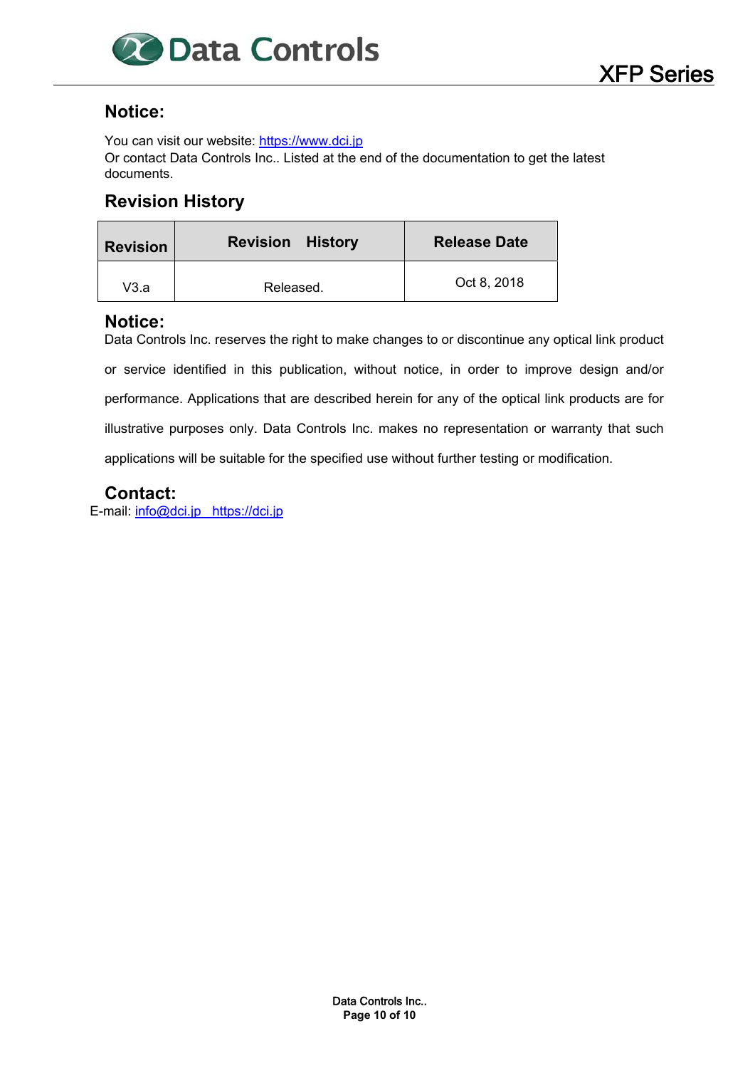## Notice:

You can visit our website: https://www.dci.jp
Or contact Data Controls Inc.. Listed at the end of the documentation to get the latest documents.

## Revision History

| Revision | Revision History | Release Date |
| --- | --- | --- |
| V3.a | Released. | Oct 8, 2018 |

## Notice:

Data Controls Inc. reserves the right to make changes to or discontinue any optical link product or service identified in this publication, without notice, in order to improve design and/or performance. Applications that are described herein for any of the optical link products are for illustrative purposes only. Data Controls Inc. makes no representation or warranty that such applications will be suitable for the specified use without further testing or modification.

## Contact:

E-mail: info@dci.jp https://dci.jp